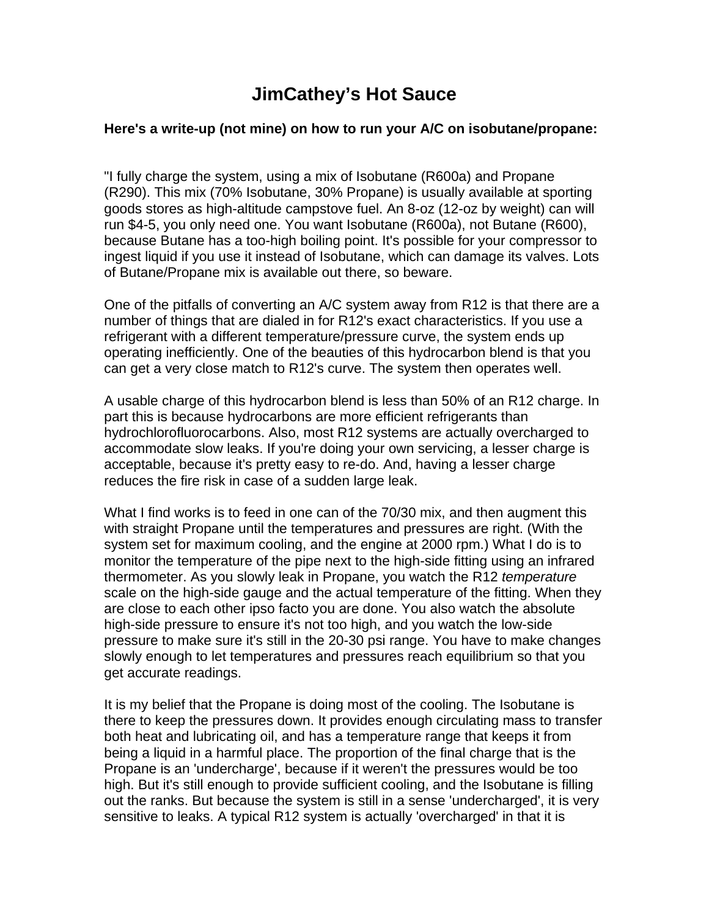# JimCathey's Hot Sauce

**Here's a write-up (not mine) on how to run your A/C on isobutane/propane:**

"I fully charge the system, using a mix of Isobutane (R600a) and Propane (R290). This mix (70% Isobutane, 30% Propane) is usually available at sporting goods stores as high-altitude campstove fuel. An 8-oz (12-oz by weight) can will run $4-5, you only need one. You want Isobutane (R600a), not Butane (R600), because Butane has a too-high boiling point. It's possible for your compressor to ingest liquid if you use it instead of Isobutane, which can damage its valves. Lots of Butane/Propane mix is available out there, so beware.

One of the pitfalls of converting an A/C system away from R12 is that there are a number of things that are dialed in for R12's exact characteristics. If you use a refrigerant with a different temperature/pressure curve, the system ends up operating inefficiently. One of the beauties of this hydrocarbon blend is that you can get a very close match to R12's curve. The system then operates well.

A usable charge of this hydrocarbon blend is less than 50% of an R12 charge. In part this is because hydrocarbons are more efficient refrigerants than hydrochlorofluorocarbons. Also, most R12 systems are actually overcharged to accommodate slow leaks. If you're doing your own servicing, a lesser charge is acceptable, because it's pretty easy to re-do. And, having a lesser charge reduces the fire risk in case of a sudden large leak.

What I find works is to feed in one can of the 70/30 mix, and then augment this with straight Propane until the temperatures and pressures are right. (With the system set for maximum cooling, and the engine at 2000 rpm.) What I do is to monitor the temperature of the pipe next to the high-side fitting using an infrared thermometer. As you slowly leak in Propane, you watch the R12 *temperature* scale on the high-side gauge and the actual temperature of the fitting. When they are close to each other ipso facto you are done. You also watch the absolute high-side pressure to ensure it's not too high, and you watch the low-side pressure to make sure it's still in the 20-30 psi range. You have to make changes slowly enough to let temperatures and pressures reach equilibrium so that you get accurate readings.

It is my belief that the Propane is doing most of the cooling. The Isobutane is there to keep the pressures down. It provides enough circulating mass to transfer both heat and lubricating oil, and has a temperature range that keeps it from being a liquid in a harmful place. The proportion of the final charge that is the Propane is an 'undercharge', because if it weren't the pressures would be too high. But it's still enough to provide sufficient cooling, and the Isobutane is filling out the ranks. But because the system is still in a sense 'undercharged', it is very sensitive to leaks. A typical R12 system is actually 'overcharged' in that it is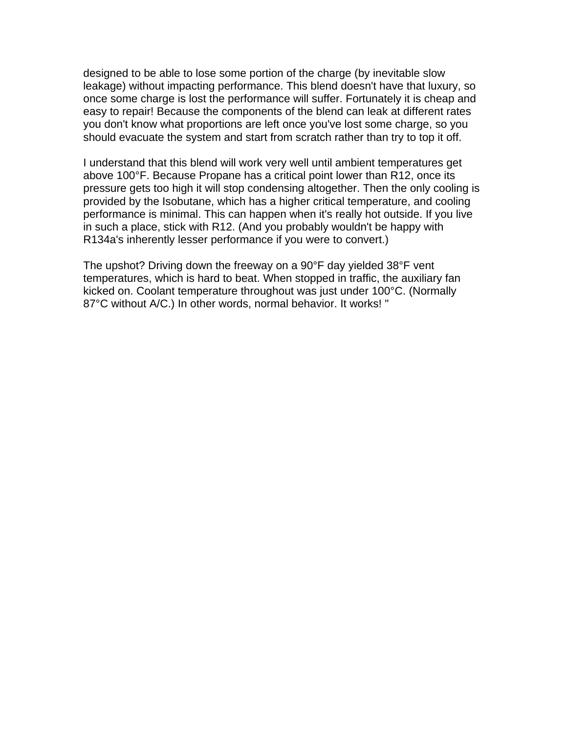designed to be able to lose some portion of the charge (by inevitable slow leakage) without impacting performance. This blend doesn't have that luxury, so once some charge is lost the performance will suffer. Fortunately it is cheap and easy to repair! Because the components of the blend can leak at different rates you don't know what proportions are left once you've lost some charge, so you should evacuate the system and start from scratch rather than try to top it off.

I understand that this blend will work very well until ambient temperatures get above 100°F. Because Propane has a critical point lower than R12, once its pressure gets too high it will stop condensing altogether. Then the only cooling is provided by the Isobutane, which has a higher critical temperature, and cooling performance is minimal. This can happen when it's really hot outside. If you live in such a place, stick with R12. (And you probably wouldn't be happy with R134a's inherently lesser performance if you were to convert.)

The upshot? Driving down the freeway on a 90°F day yielded 38°F vent temperatures, which is hard to beat. When stopped in traffic, the auxiliary fan kicked on. Coolant temperature throughout was just under 100°C. (Normally 87°C without A/C.) In other words, normal behavior. It works! "